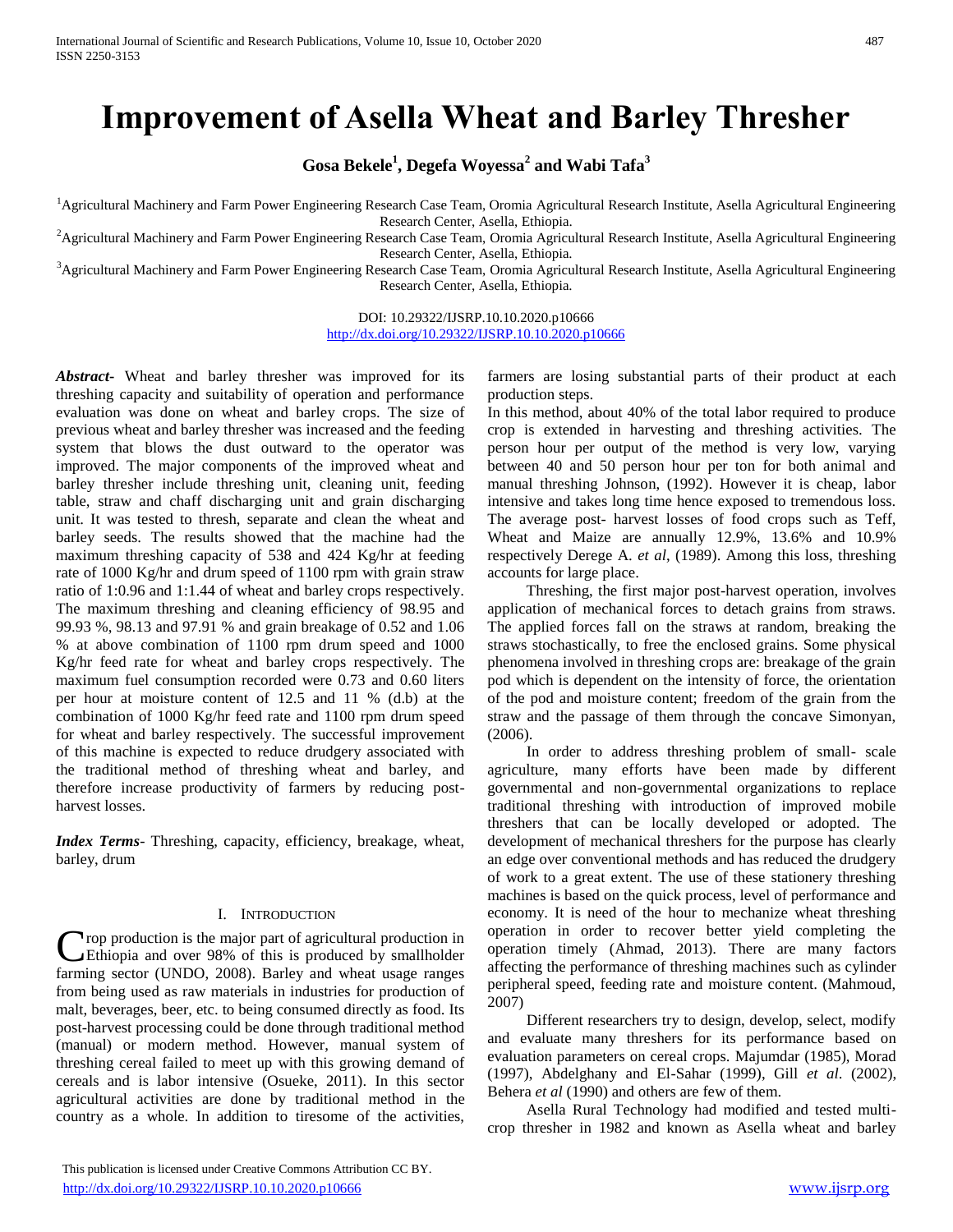# Improvement of Asella Wheat and Barley Thresher

**Gosa Bekele[1], Degefa Woyessa[2] and Wabi Tafa[3]**

[1]Agricultural Machinery and Farm Power Engineering Research Case Team, Oromia Agricultural Research Institute, Asella Agricultural Engineering Research Center, Asella, Ethiopia.

[2]Agricultural Machinery and Farm Power Engineering Research Case Team, Oromia Agricultural Research Institute, Asella Agricultural Engineering Research Center, Asella, Ethiopia.

[3]Agricultural Machinery and Farm Power Engineering Research Case Team, Oromia Agricultural Research Institute, Asella Agricultural Engineering Research Center, Asella, Ethiopia.

DOI: 10.29322/IJSRP.10.10.2020.p10666
http://dx.doi.org/10.29322/IJSRP.10.10.2020.p10666

***Abstract*-** Wheat and barley thresher was improved for its threshing capacity and suitability of operation and performance evaluation was done on wheat and barley crops. The size of previous wheat and barley thresher was increased and the feeding system that blows the dust outward to the operator was improved. The major components of the improved wheat and barley thresher include threshing unit, cleaning unit, feeding table, straw and chaff discharging unit and grain discharging unit. It was tested to thresh, separate and clean the wheat and barley seeds. The results showed that the machine had the maximum threshing capacity of 538 and 424 Kg/hr at feeding rate of 1000 Kg/hr and drum speed of 1100 rpm with grain straw ratio of 1:0.96 and 1:1.44 of wheat and barley crops respectively. The maximum threshing and cleaning efficiency of 98.95 and 99.93 %, 98.13 and 97.91 % and grain breakage of 0.52 and 1.06 % at above combination of 1100 rpm drum speed and 1000 Kg/hr feed rate for wheat and barley crops respectively. The maximum fuel consumption recorded were 0.73 and 0.60 liters per hour at moisture content of 12.5 and 11 % (d.b) at the combination of 1000 Kg/hr feed rate and 1100 rpm drum speed for wheat and barley respectively. The successful improvement of this machine is expected to reduce drudgery associated with the traditional method of threshing wheat and barley, and therefore increase productivity of farmers by reducing post-harvest losses.

***Index Terms*-** Threshing, capacity, efficiency, breakage, wheat, barley, drum

## I. Introduction

Crop production is the major part of agricultural production in Ethiopia and over 98% of this is produced by smallholder farming sector (UNDO, 2008). Barley and wheat usage ranges from being used as raw materials in industries for production of malt, beverages, beer, etc. to being consumed directly as food. Its post-harvest processing could be done through traditional method (manual) or modern method. However, manual system of threshing cereal failed to meet up with this growing demand of cereals and is labor intensive (Osueke, 2011). In this sector agricultural activities are done by traditional method in the country as a whole. In addition to tiresome of the activities, farmers are losing substantial parts of their product at each production steps.

In this method, about 40% of the total labor required to produce crop is extended in harvesting and threshing activities. The person hour per output of the method is very low, varying between 40 and 50 person hour per ton for both animal and manual threshing Johnson, (1992). However it is cheap, labor intensive and takes long time hence exposed to tremendous loss. The average post- harvest losses of food crops such as Teff, Wheat and Maize are annually 12.9%, 13.6% and 10.9% respectively Derege A. *et al*, (1989). Among this loss, threshing accounts for large place.

Threshing, the first major post-harvest operation, involves application of mechanical forces to detach grains from straws. The applied forces fall on the straws at random, breaking the straws stochastically, to free the enclosed grains. Some physical phenomena involved in threshing crops are: breakage of the grain pod which is dependent on the intensity of force, the orientation of the pod and moisture content; freedom of the grain from the straw and the passage of them through the concave Simonyan, (2006).

In order to address threshing problem of small- scale agriculture, many efforts have been made by different governmental and non-governmental organizations to replace traditional threshing with introduction of improved mobile threshers that can be locally developed or adopted. The development of mechanical threshers for the purpose has clearly an edge over conventional methods and has reduced the drudgery of work to a great extent. The use of these stationery threshing machines is based on the quick process, level of performance and economy. It is need of the hour to mechanize wheat threshing operation in order to recover better yield completing the operation timely (Ahmad, 2013). There are many factors affecting the performance of threshing machines such as cylinder peripheral speed, feeding rate and moisture content. (Mahmoud, 2007)

Different researchers try to design, develop, select, modify and evaluate many threshers for its performance based on evaluation parameters on cereal crops. Majumdar (1985), Morad (1997), Abdelghany and El-Sahar (1999), Gill *et al*. (2002), Behera *et al* (1990) and others are few of them.

Asella Rural Technology had modified and tested multi-crop thresher in 1982 and known as Asella wheat and barley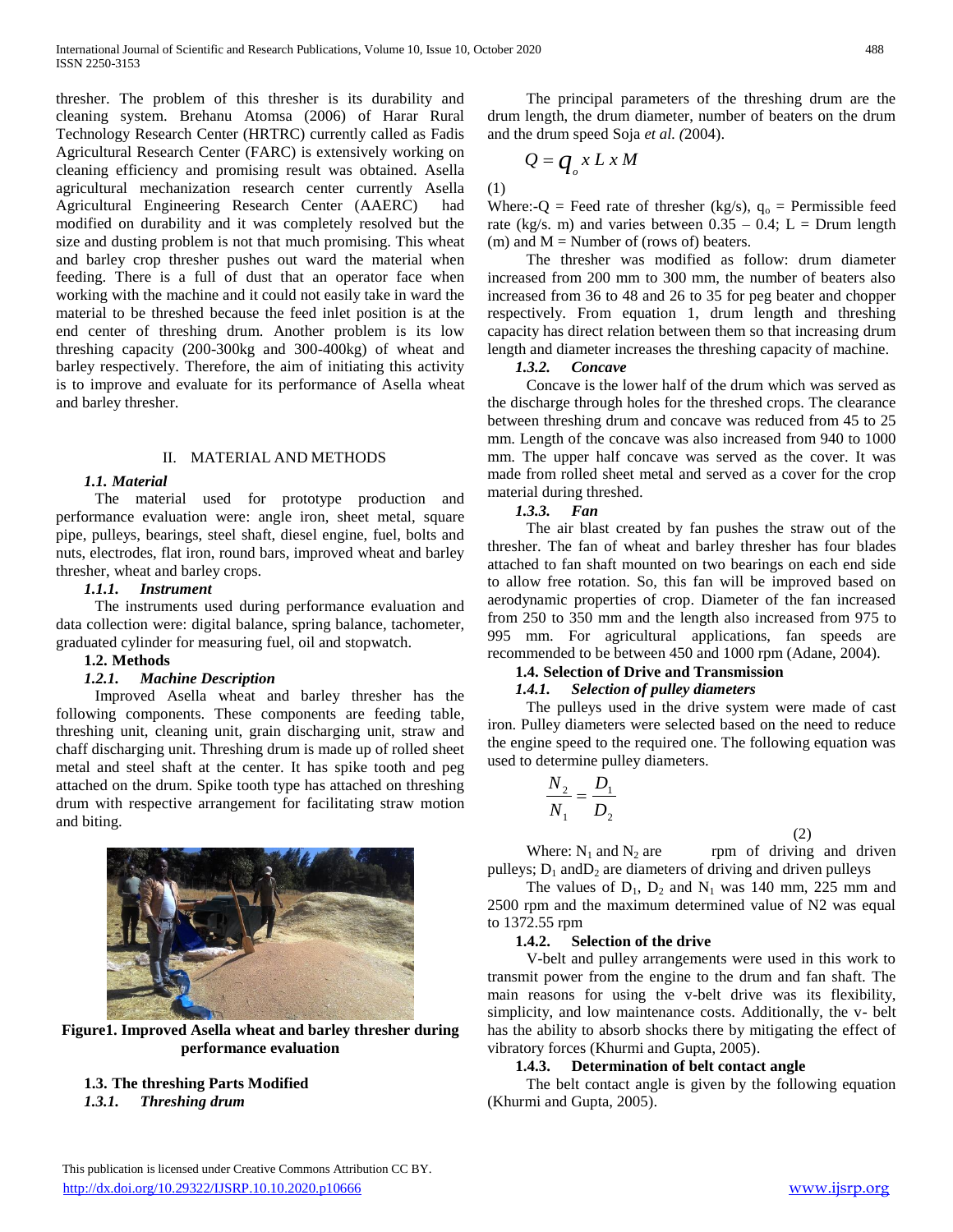thresher. The problem of this thresher is its durability and cleaning system. Brehanu Atomsa (2006) of Harar Rural Technology Research Center (HRTRC) currently called as Fadis Agricultural Research Center (FARC) is extensively working on cleaning efficiency and promising result was obtained. Asella agricultural mechanization research center currently Asella Agricultural Engineering Research Center (AAERC) had modified on durability and it was completely resolved but the size and dusting problem is not that much promising. This wheat and barley crop thresher pushes out ward the material when feeding. There is a full of dust that an operator face when working with the machine and it could not easily take in ward the material to be threshed because the feed inlet position is at the end center of threshing drum. Another problem is its low threshing capacity (200-300kg and 300-400kg) of wheat and barley respectively. Therefore, the aim of initiating this activity is to improve and evaluate for its performance of Asella wheat and barley thresher.

## II. MATERIAL AND METHODS

### *1.1. Material*

The material used for prototype production and performance evaluation were: angle iron, sheet metal, square pipe, pulleys, bearings, steel shaft, diesel engine, fuel, bolts and nuts, electrodes, flat iron, round bars, improved wheat and barley thresher, wheat and barley crops.

#### *1.1.1. Instrument*

The instruments used during performance evaluation and data collection were: digital balance, spring balance, tachometer, graduated cylinder for measuring fuel, oil and stopwatch.

### 1.2. Methods

#### *1.2.1. Machine Description*

Improved Asella wheat and barley thresher has the following components. These components are feeding table, threshing unit, cleaning unit, grain discharging unit, straw and chaff discharging unit. Threshing drum is made up of rolled sheet metal and steel shaft at the center. It has spike tooth and peg attached on the drum. Spike tooth type has attached on threshing drum with respective arrangement for facilitating straw motion and biting.

**Figure1. Improved Asella wheat and barley thresher during performance evaluation**

### 1.3. The threshing Parts Modified

#### *1.3.1. Threshing drum*

The principal parameters of the threshing drum are the drum length, the drum diameter, number of beaters on the drum and the drum speed Soja *et al. (*2004).

$$Q = q_o \, x \, L \, x \, M$$

(1)

Where:-Q = Feed rate of thresher (kg/s), $q_o$ = Permissible feed rate (kg/s. m) and varies between 0.35 – 0.4; L = Drum length (m) and M = Number of (rows of) beaters.

The thresher was modified as follow: drum diameter increased from 200 mm to 300 mm, the number of beaters also increased from 36 to 48 and 26 to 35 for peg beater and chopper respectively. From equation 1, drum length and threshing capacity has direct relation between them so that increasing drum length and diameter increases the threshing capacity of machine.

#### *1.3.2. Concave*

Concave is the lower half of the drum which was served as the discharge through holes for the threshed crops. The clearance between threshing drum and concave was reduced from 45 to 25 mm. Length of the concave was also increased from 940 to 1000 mm. The upper half concave was served as the cover. It was made from rolled sheet metal and served as a cover for the crop material during threshed.

#### *1.3.3. Fan*

The air blast created by fan pushes the straw out of the thresher. The fan of wheat and barley thresher has four blades attached to fan shaft mounted on two bearings on each end side to allow free rotation. So, this fan will be improved based on aerodynamic properties of crop. Diameter of the fan increased from 250 to 350 mm and the length also increased from 975 to 995 mm. For agricultural applications, fan speeds are recommended to be between 450 and 1000 rpm (Adane, 2004).

### 1.4. Selection of Drive and Transmission

#### *1.4.1. Selection of pulley diameters*

The pulleys used in the drive system were made of cast iron. Pulley diameters were selected based on the need to reduce the engine speed to the required one. The following equation was used to determine pulley diameters.

$$\frac{N_2}{N_1} = \frac{D_1}{D_2} \quad (2)$$

Where: $N_1$ and $N_2$ are rpm of driving and driven pulleys; $D_1$ and $D_2$ are diameters of driving and driven pulleys

The values of $D_1$, $D_2$ and $N_1$ was 140 mm, 225 mm and 2500 rpm and the maximum determined value of N2 was equal to 1372.55 rpm

#### 1.4.2. Selection of the drive

V-belt and pulley arrangements were used in this work to transmit power from the engine to the drum and fan shaft. The main reasons for using the v-belt drive was its flexibility, simplicity, and low maintenance costs. Additionally, the v- belt has the ability to absorb shocks there by mitigating the effect of vibratory forces (Khurmi and Gupta, 2005).

#### 1.4.3. Determination of belt contact angle

The belt contact angle is given by the following equation (Khurmi and Gupta, 2005).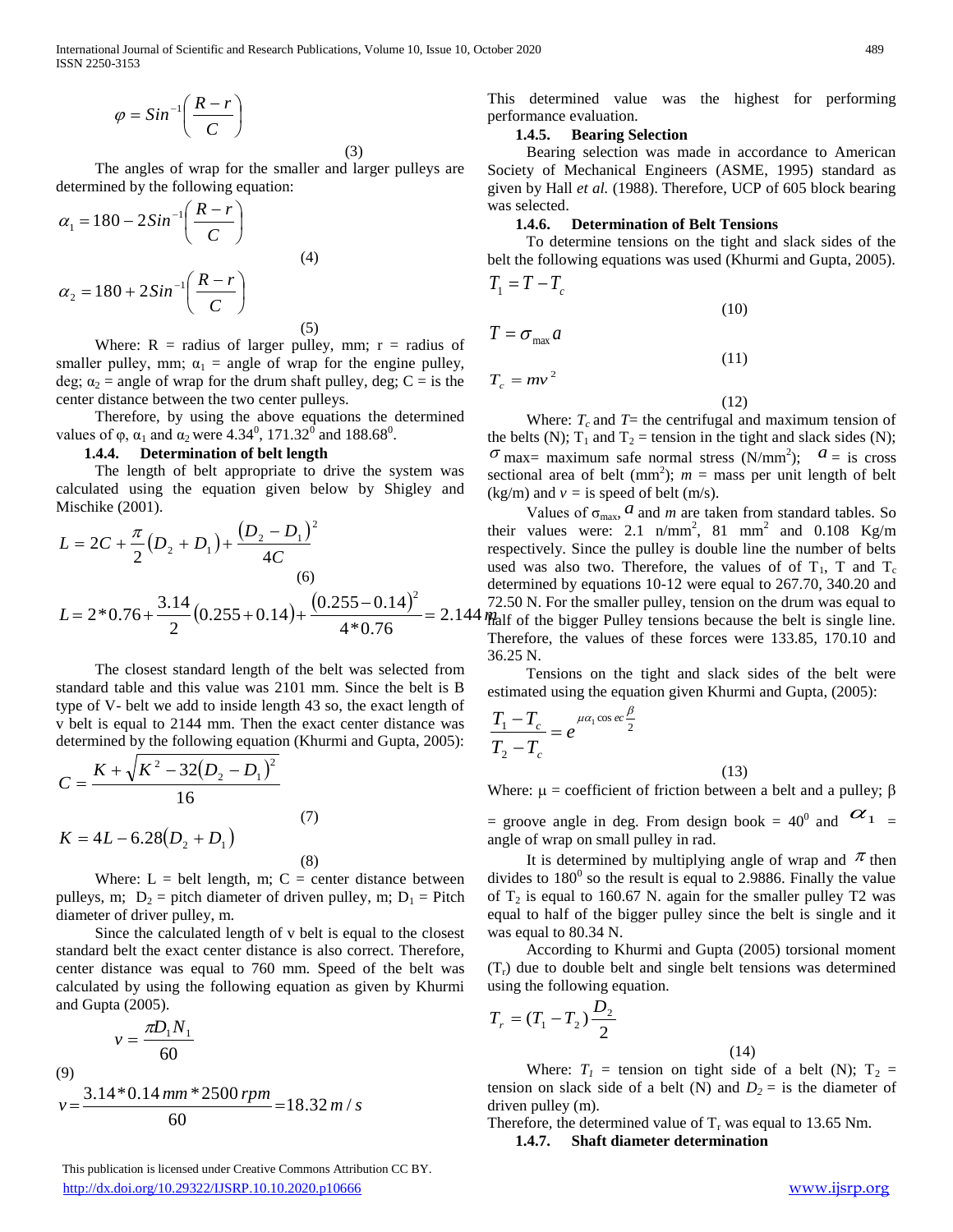$$\varphi = Sin^{-1}\left(\frac{R-r}{C}\right) \tag{3}$$

The angles of wrap for the smaller and larger pulleys are determined by the following equation:

$$\alpha_1 = 180 - 2Sin^{-1}\left(\frac{R-r}{C}\right) \tag{4}$$

$$\alpha_2 = 180 + 2Sin^{-1}\left(\frac{R-r}{C}\right) \tag{5}$$

Where: R = radius of larger pulley, mm; r = radius of smaller pulley, mm; $\alpha_1$ = angle of wrap for the engine pulley, deg; $\alpha_2$ = angle of wrap for the drum shaft pulley, deg; C = is the center distance between the two center pulleys.

Therefore, by using the above equations the determined values of φ, $\alpha_1$ and $\alpha_2$ were $4.34^0$, $171.32^0$ and $188.68^0$.

### 1.4.4. Determination of belt length

The length of belt appropriate to drive the system was calculated using the equation given below by Shigley and Mischike (2001).

$$L = 2C + \frac{\pi}{2}(D_2 + D_1) + \frac{(D_2 - D_1)^2}{4C} \tag{6}$$

$$L = 2*0.76 + \frac{3.14}{2}(0.255 + 0.14) + \frac{(0.255 - 0.14)^2}{4*0.76} = 2.144\,m$$

The closest standard length of the belt was selected from standard table and this value was 2101 mm. Since the belt is B type of V- belt we add to inside length 43 so, the exact length of v belt is equal to 2144 mm. Then the exact center distance was determined by the following equation (Khurmi and Gupta, 2005):

$$C = \frac{K + \sqrt{K^2 - 32(D_2 - D_1)^2}}{16} \tag{7}$$

$$K = 4L - 6.28(D_2 + D_1) \tag{8}$$

Where: L = belt length, m; C = center distance between pulleys, m; $D_2$ = pitch diameter of driven pulley, m; $D_1$ = Pitch diameter of driver pulley, m.

Since the calculated length of v belt is equal to the closest standard belt the exact center distance is also correct. Therefore, center distance was equal to 760 mm. Speed of the belt was calculated by using the following equation as given by Khurmi and Gupta (2005).

$$v = \frac{\pi D_1 N_1}{60} \tag{9}$$

$$v = \frac{3.14*0.14\,mm*2500\,rpm}{60} = 18.32\,m/s$$

This determined value was the highest for performing performance evaluation.

### 1.4.5. Bearing Selection

Bearing selection was made in accordance to American Society of Mechanical Engineers (ASME, 1995) standard as given by Hall *et al.* (1988). Therefore, UCP of 605 block bearing was selected.

### 1.4.6. Determination of Belt Tensions

To determine tensions on the tight and slack sides of the belt the following equations was used (Khurmi and Gupta, 2005).

$$T_1 = T - T_c \tag{10}$$

$$T = \sigma_{max} a \tag{11}$$

$$T_c = mv^2 \tag{12}$$

Where: $T_c$ and $T$= the centrifugal and maximum tension of the belts (N); $T_1$ and $T_2$ = tension in the tight and slack sides (N); $\sigma$ max= maximum safe normal stress (N/mm$^2$); $a$ = is cross sectional area of belt (mm$^2$); $m$ = mass per unit length of belt (kg/m) and $v$ = is speed of belt (m/s).

Values of $\sigma_{max}$, $a$ and $m$ are taken from standard tables. So their values were: 2.1 n/mm$^2$, 81 mm$^2$ and 0.108 Kg/m respectively. Since the pulley is double line the number of belts used was also two. Therefore, the values of of $T_1$, T and $T_c$ determined by equations 10-12 were equal to 267.70, 340.20 and 72.50 N. For the smaller pulley, tension on the drum was equal to half of the bigger Pulley tensions because the belt is single line. Therefore, the values of these forces were 133.85, 170.10 and 36.25 N.

Tensions on the tight and slack sides of the belt were estimated using the equation given Khurmi and Gupta, (2005):

$$\frac{T_1 - T_c}{T_2 - T_c} = e^{\mu\alpha_1 \operatorname{cosec}\frac{\beta}{2}} \tag{13}$$

Where: μ = coefficient of friction between a belt and a pulley; β = groove angle in deg. From design book = $40^0$ and $\alpha_1$ = angle of wrap on small pulley in rad.

It is determined by multiplying angle of wrap and $\pi$ then divides to $180^0$ so the result is equal to 2.9886. Finally the value of $T_2$ is equal to 160.67 N. again for the smaller pulley T2 was equal to half of the bigger pulley since the belt is single and it was equal to 80.34 N.

According to Khurmi and Gupta (2005) torsional moment ($T_r$) due to double belt and single belt tensions was determined using the following equation.

$$T_r = (T_1 - T_2)\frac{D_2}{2} \tag{14}$$

Where: $T_1$ = tension on tight side of a belt (N); $T_2$ = tension on slack side of a belt (N) and $D_2$ = is the diameter of driven pulley (m).

Therefore, the determined value of $T_r$ was equal to 13.65 Nm.

### 1.4.7. Shaft diameter determination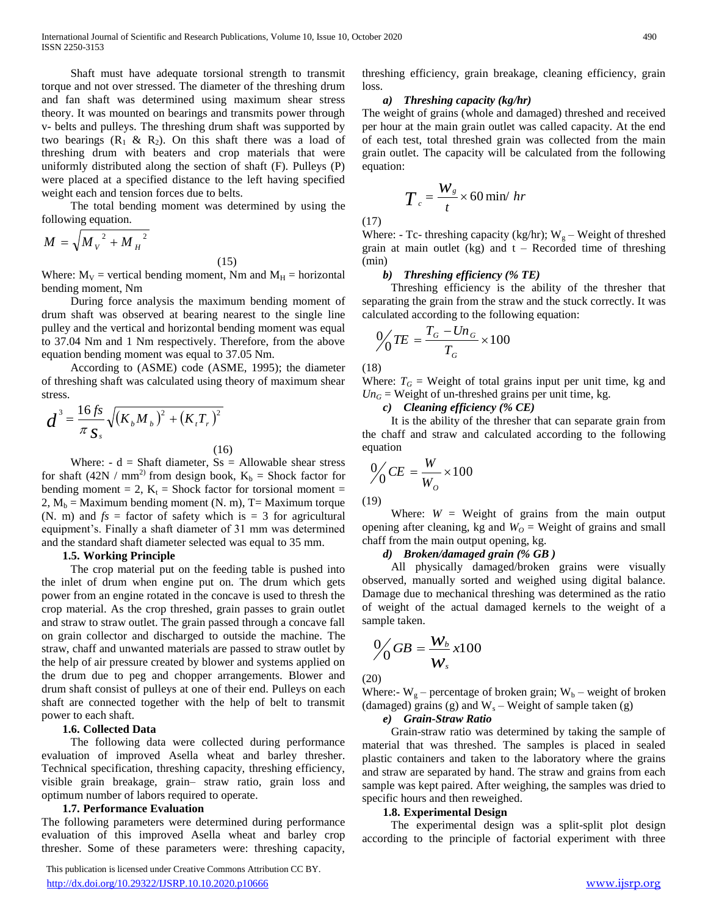Shaft must have adequate torsional strength to transmit torque and not over stressed. The diameter of the threshing drum and fan shaft was determined using maximum shear stress theory. It was mounted on bearings and transmits power through v- belts and pulleys. The threshing drum shaft was supported by two bearings ($R_1$ & $R_2$). On this shaft there was a load of threshing drum with beaters and crop materials that were uniformly distributed along the section of shaft (F). Pulleys (P) were placed at a specified distance to the left having specified weight each and tension forces due to belts.

The total bending moment was determined by using the following equation.

$$M = \sqrt{M_V^{\ 2} + M_H^{\ 2}} \tag{15}$$

Where: $M_V$ = vertical bending moment, Nm and $M_H$ = horizontal bending moment, Nm

During force analysis the maximum bending moment of drum shaft was observed at bearing nearest to the single line pulley and the vertical and horizontal bending moment was equal to 37.04 Nm and 1 Nm respectively. Therefore, from the above equation bending moment was equal to 37.05 Nm.

According to (ASME) code (ASME, 1995); the diameter of threshing shaft was calculated using theory of maximum shear stress.

$$d^3 = \frac{16\, fs}{\pi\, S_s}\sqrt{(K_b M_b)^2 + (K_t T_r)^2} \tag{16}$$

Where: - d = Shaft diameter, Ss = Allowable shear stress for shaft (42N / mm²) from design book, $K_b$ = Shock factor for bending moment = 2, $K_t$ = Shock factor for torsional moment = 2, $M_b$ = Maximum bending moment (N. m), T= Maximum torque (N. m) and *fs* = factor of safety which is = 3 for agricultural equipment's. Finally a shaft diameter of 31 mm was determined and the standard shaft diameter selected was equal to 35 mm.

### 1.5. Working Principle

The crop material put on the feeding table is pushed into the inlet of drum when engine put on. The drum which gets power from an engine rotated in the concave is used to thresh the crop material. As the crop threshed, grain passes to grain outlet and straw to straw outlet. The grain passed through a concave fall on grain collector and discharged to outside the machine. The straw, chaff and unwanted materials are passed to straw outlet by the help of air pressure created by blower and systems applied on the drum due to peg and chopper arrangements. Blower and drum shaft consist of pulleys at one of their end. Pulleys on each shaft are connected together with the help of belt to transmit power to each shaft.

### 1.6. Collected Data

The following data were collected during performance evaluation of improved Asella wheat and barley thresher. Technical specification, threshing capacity, threshing efficiency, visible grain breakage, grain– straw ratio, grain loss and optimum number of labors required to operate.

### 1.7. Performance Evaluation

The following parameters were determined during performance evaluation of this improved Asella wheat and barley crop thresher. Some of these parameters were: threshing capacity, threshing efficiency, grain breakage, cleaning efficiency, grain loss.

#### *a) Threshing capacity (kg/hr)*

The weight of grains (whole and damaged) threshed and received per hour at the main grain outlet was called capacity. At the end of each test, total threshed grain was collected from the main grain outlet. The capacity will be calculated from the following equation:

$$T_c = \frac{W_g}{t} \times 60 \text{ min/ } hr \tag{17}$$

Where: - Tc- threshing capacity (kg/hr); $W_g$ – Weight of threshed grain at main outlet (kg) and t – Recorded time of threshing (min)

#### *b) Threshing efficiency (% TE)*

Threshing efficiency is the ability of the thresher that separating the grain from the straw and the stuck correctly. It was calculated according to the following equation:

$$\% TE = \frac{T_G - Un_G}{T_G} \times 100 \tag{18}$$

Where: $T_G$ = Weight of total grains input per unit time, kg and $Un_G$ = Weight of un-threshed grains per unit time, kg.

#### *c) Cleaning efficiency (% CE)*

It is the ability of the thresher that can separate grain from the chaff and straw and calculated according to the following equation

$$\% CE = \frac{W}{W_O} \times 100 \tag{19}$$

Where: $W$ = Weight of grains from the main output opening after cleaning, kg and $W_O$ = Weight of grains and small chaff from the main output opening, kg.

#### *d) Broken/damaged grain (% GB )*

All physically damaged/broken grains were visually observed, manually sorted and weighed using digital balance. Damage due to mechanical threshing was determined as the ratio of weight of the actual damaged kernels to the weight of a sample taken.

$$\% GB = \frac{W_b}{W_s} x100 \tag{20}$$

Where:- $W_g$ – percentage of broken grain; $W_b$ – weight of broken (damaged) grains (g) and $W_s$ – Weight of sample taken (g)

#### *e) Grain-Straw Ratio*

Grain-straw ratio was determined by taking the sample of material that was threshed. The samples is placed in sealed plastic containers and taken to the laboratory where the grains and straw are separated by hand. The straw and grains from each sample was kept paired. After weighing, the samples was dried to specific hours and then reweighed.

### 1.8. Experimental Design

The experimental design was a split-split plot design according to the principle of factorial experiment with three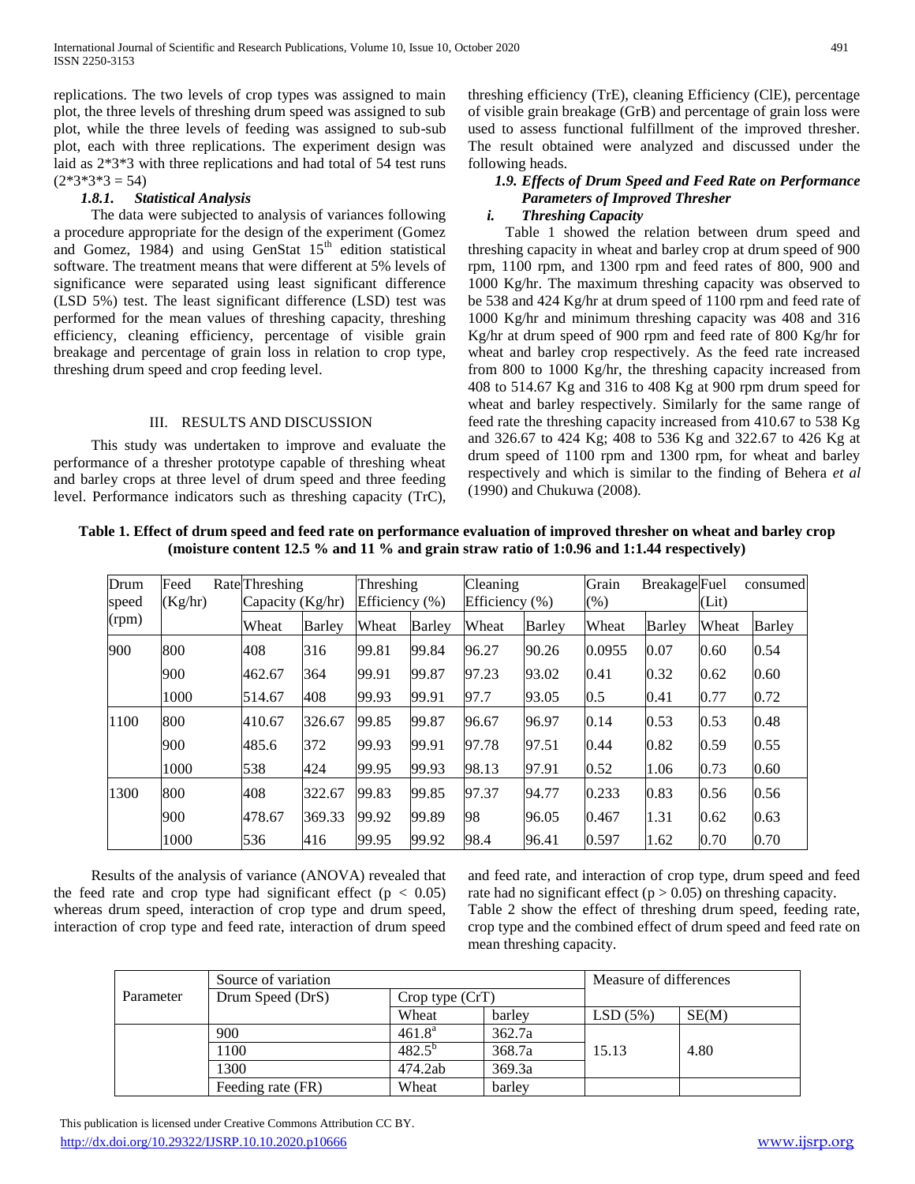replications. The two levels of crop types was assigned to main plot, the three levels of threshing drum speed was assigned to sub plot, while the three levels of feeding was assigned to sub-sub plot, each with three replications. The experiment design was laid as 2*3*3 with three replications and had total of 54 test runs (2*3*3*3 = 54)

#### *1.8.1. Statistical Analysis*

The data were subjected to analysis of variances following a procedure appropriate for the design of the experiment (Gomez and Gomez, 1984) and using GenStat 15[th] edition statistical software. The treatment means that were different at 5% levels of significance were separated using least significant difference (LSD 5%) test. The least significant difference (LSD) test was performed for the mean values of threshing capacity, threshing efficiency, cleaning efficiency, percentage of visible grain breakage and percentage of grain loss in relation to crop type, threshing drum speed and crop feeding level.

## III. RESULTS AND DISCUSSION

This study was undertaken to improve and evaluate the performance of a thresher prototype capable of threshing wheat and barley crops at three level of drum speed and three feeding level. Performance indicators such as threshing capacity (TrC), threshing efficiency (TrE), cleaning Efficiency (ClE), percentage of visible grain breakage (GrB) and percentage of grain loss were used to assess functional fulfillment of the improved thresher. The result obtained were analyzed and discussed under the following heads.

### *1.9. Effects of Drum Speed and Feed Rate on Performance Parameters of Improved Thresher*

#### *i. Threshing Capacity*

Table 1 showed the relation between drum speed and threshing capacity in wheat and barley crop at drum speed of 900 rpm, 1100 rpm, and 1300 rpm and feed rates of 800, 900 and 1000 Kg/hr. The maximum threshing capacity was observed to be 538 and 424 Kg/hr at drum speed of 1100 rpm and feed rate of 1000 Kg/hr and minimum threshing capacity was 408 and 316 Kg/hr at drum speed of 900 rpm and feed rate of 800 Kg/hr for wheat and barley crop respectively. As the feed rate increased from 800 to 1000 Kg/hr, the threshing capacity increased from 408 to 514.67 Kg and 316 to 408 Kg at 900 rpm drum speed for wheat and barley respectively. Similarly for the same range of feed rate the threshing capacity increased from 410.67 to 538 Kg and 326.67 to 424 Kg; 408 to 536 Kg and 322.67 to 426 Kg at drum speed of 1100 rpm and 1300 rpm, for wheat and barley respectively and which is similar to the finding of Behera *et al* (1990) and Chukuwa (2008).

**Table 1. Effect of drum speed and feed rate on performance evaluation of improved thresher on wheat and barley crop (moisture content 12.5 % and 11 % and grain straw ratio of 1:0.96 and 1:1.44 respectively)**

| Drum speed (rpm) | Feed Rate (Kg/hr) | Threshing Capacity (Kg/hr) | | Threshing Efficiency (%) | | Cleaning Efficiency (%) | | Grain Breakage (%) | | Fuel consumed (Lit) | |
|---|---|---|---|---|---|---|---|---|---|---|---|
| | | Wheat | Barley | Wheat | Barley | Wheat | Barley | Wheat | Barley | Wheat | Barley |
| 900 | 800 | 408 | 316 | 99.81 | 99.84 | 96.27 | 90.26 | 0.0955 | 0.07 | 0.60 | 0.54 |
| | 900 | 462.67 | 364 | 99.91 | 99.87 | 97.23 | 93.02 | 0.41 | 0.32 | 0.62 | 0.60 |
| | 1000 | 514.67 | 408 | 99.93 | 99.91 | 97.7 | 93.05 | 0.5 | 0.41 | 0.77 | 0.72 |
| 1100 | 800 | 410.67 | 326.67 | 99.85 | 99.87 | 96.67 | 96.97 | 0.14 | 0.53 | 0.53 | 0.48 |
| | 900 | 485.6 | 372 | 99.93 | 99.91 | 97.78 | 97.51 | 0.44 | 0.82 | 0.59 | 0.55 |
| | 1000 | 538 | 424 | 99.95 | 99.93 | 98.13 | 97.91 | 0.52 | 1.06 | 0.73 | 0.60 |
| 1300 | 800 | 408 | 322.67 | 99.83 | 99.85 | 97.37 | 94.77 | 0.233 | 0.83 | 0.56 | 0.56 |
| | 900 | 478.67 | 369.33 | 99.92 | 99.89 | 98 | 96.05 | 0.467 | 1.31 | 0.62 | 0.63 |
| | 1000 | 536 | 416 | 99.95 | 99.92 | 98.4 | 96.41 | 0.597 | 1.62 | 0.70 | 0.70 |

Results of the analysis of variance (ANOVA) revealed that the feed rate and crop type had significant effect ($p < 0.05$) whereas drum speed, interaction of crop type and drum speed, interaction of crop type and feed rate, interaction of drum speed and feed rate, and interaction of crop type, drum speed and feed rate had no significant effect ($p > 0.05$) on threshing capacity. Table 2 show the effect of threshing drum speed, feeding rate, crop type and the combined effect of drum speed and feed rate on mean threshing capacity.

| Parameter | Source of variation | | | Measure of differences | |
|---|---|---|---|---|---|
| | Drum Speed (DrS) | Crop type (CrT) | | | |
| | | Wheat | barley | LSD (5%) | SE(M) |
| | 900 | 461.8[a] | 362.7a | 15.13 | 4.80 |
| | 1100 | 482.5[b] | 368.7a | | |
| | 1300 | 474.2ab | 369.3a | | |
| | Feeding rate (FR) | Wheat | barley | | |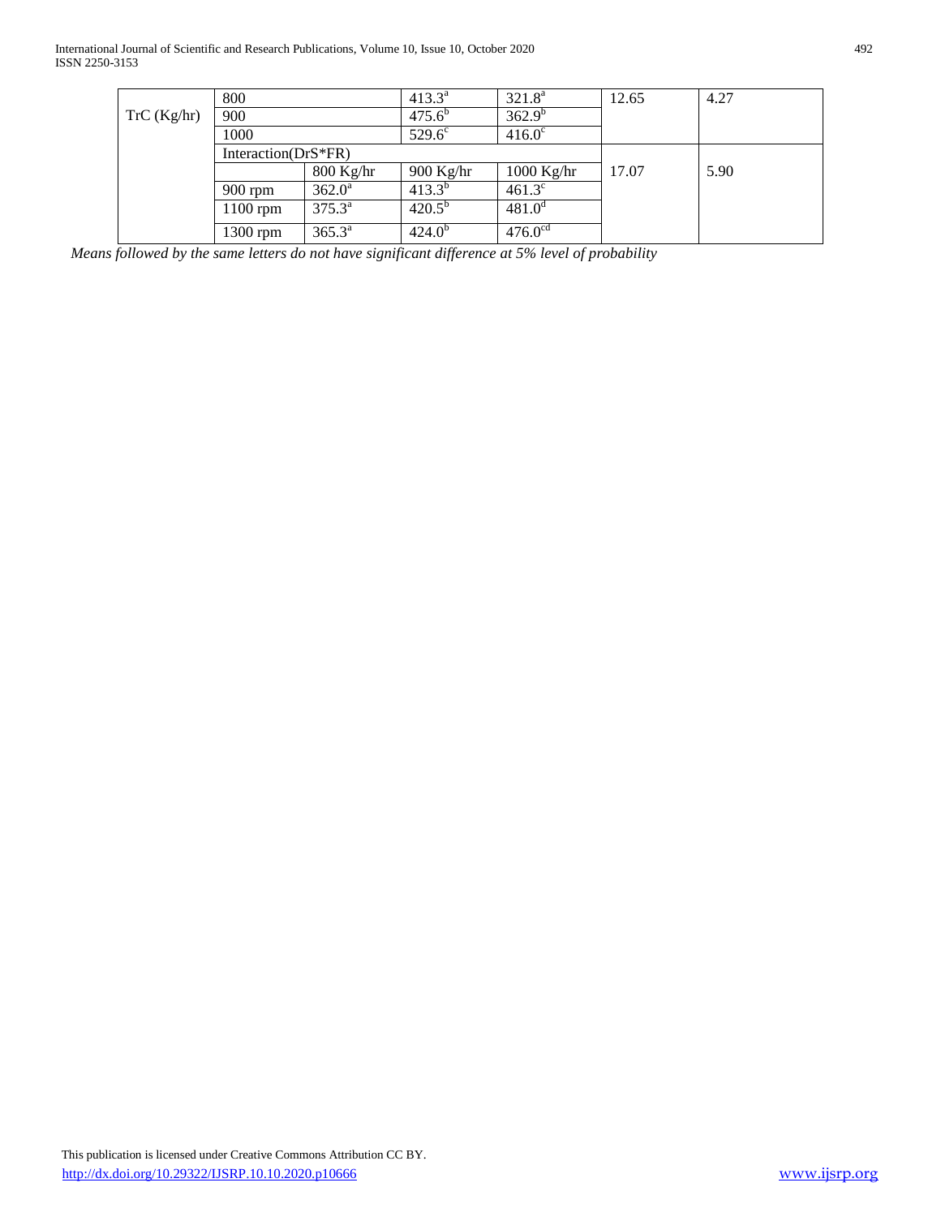| | | | | | | |
|---|---|---|---|---|---|---|
| TrC (Kg/hr) | 800 | | $413.3^{a}$ | $321.8^{a}$ | 12.65 | 4.27 |
| | 900 | | $475.6^{b}$ | $362.9^{b}$ | | |
| | 1000 | | $529.6^{c}$ | $416.0^{c}$ | | |
| | Interaction(DrS*FR) | | | | | |
| | | 800 Kg/hr | 900 Kg/hr | 1000 Kg/hr | 17.07 | 5.90 |
| | 900 rpm | $362.0^{a}$ | $413.3^{b}$ | $461.3^{c}$ | | |
| | 1100 rpm | $375.3^{a}$ | $420.5^{b}$ | $481.0^{d}$ | | |
| | 1300 rpm | $365.3^{a}$ | $424.0^{b}$ | $476.0^{cd}$ | | |

*Means followed by the same letters do not have significant difference at 5% level of probability*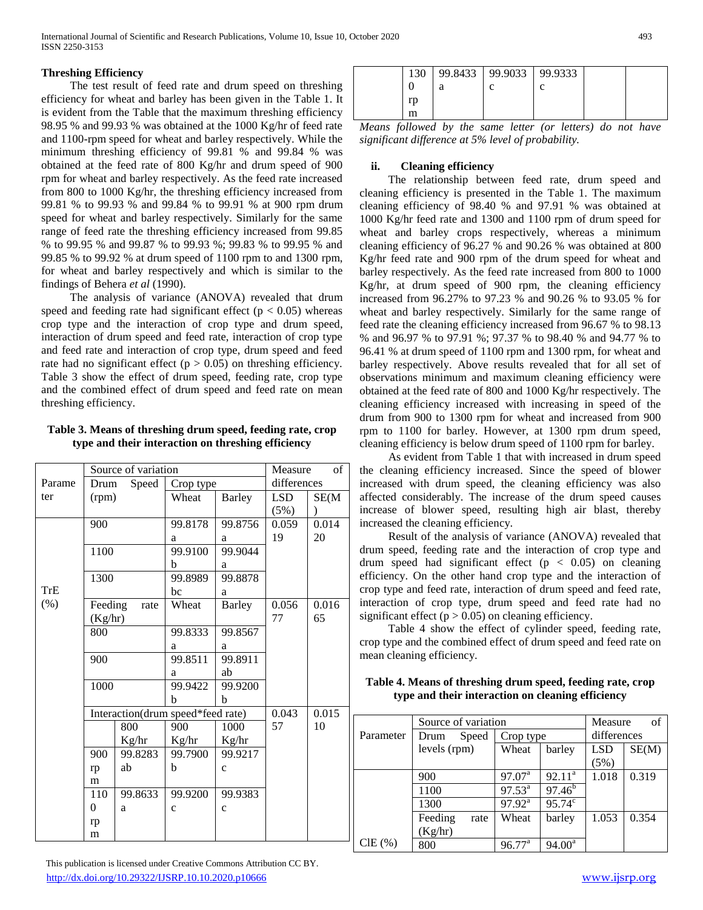### Threshing Efficiency

The test result of feed rate and drum speed on threshing efficiency for wheat and barley has been given in the Table 1. It is evident from the Table that the maximum threshing efficiency 98.95 % and 99.93 % was obtained at the 1000 Kg/hr of feed rate and 1100-rpm speed for wheat and barley respectively. While the minimum threshing efficiency of 99.81 % and 99.84 % was obtained at the feed rate of 800 Kg/hr and drum speed of 900 rpm for wheat and barley respectively. As the feed rate increased from 800 to 1000 Kg/hr, the threshing efficiency increased from 99.81 % to 99.93 % and 99.84 % to 99.91 % at 900 rpm drum speed for wheat and barley respectively. Similarly for the same range of feed rate the threshing efficiency increased from 99.85 % to 99.95 % and 99.87 % to 99.93 %; 99.83 % to 99.95 % and 99.85 % to 99.92 % at drum speed of 1100 rpm to and 1300 rpm, for wheat and barley respectively and which is similar to the findings of Behera *et al* (1990).

The analysis of variance (ANOVA) revealed that drum speed and feeding rate had significant effect ($p < 0.05$) whereas crop type and the interaction of crop type and drum speed, interaction of drum speed and feed rate, interaction of crop type and feed rate and interaction of crop type, drum speed and feed rate had no significant effect ($p > 0.05$) on threshing efficiency. Table 3 show the effect of drum speed, feeding rate, crop type and the combined effect of drum speed and feed rate on mean threshing efficiency.

**Table 3. Means of threshing drum speed, feeding rate, crop type and their interaction on threshing efficiency**

| Parameter | Source of variation | | | | Measure of differences | |
|---|---|---|---|---|---|---|
| | Drum Speed (rpm) | | Crop type | | | |
| | | | Wheat | Barley | LSD (5%) | SE(M) |
| TrE (%) | 900 | | 99.8178 a | 99.8756 a | 0.05919 | 0.01420 |
| | 1100 | | 99.9100 b | 99.9044 a | | |
| | 1300 | | 99.8989 bc | 99.8878 a | | |
| | Feeding rate (Kg/hr) | | Wheat | Barley | 0.05677 | 0.01665 |
| | 800 | | 99.8333 a | 99.8567 a | | |
| | 900 | | 99.8511 a | 99.8911 ab | | |
| | 1000 | | 99.9422 b | 99.9200 b | | |
| | Interaction(drum speed*feed rate) | | | | 0.04357 | 0.01510 |
| | | 800 Kg/hr | 900 Kg/hr | 1000 Kg/hr | | |
| | 900 rpm | 99.8283 ab | 99.7900 b | 99.9217 c | | |
| | 1100 rpm | 99.8633 a | 99.9200 c | 99.9383 c | | |
| | 1300 rpm | 99.8433 a | 99.9033 c | 99.9333 c | | |

*Means followed by the same letter (or letters) do not have significant difference at 5% level of probability.*

### ii. Cleaning efficiency

The relationship between feed rate, drum speed and cleaning efficiency is presented in the Table 1. The maximum cleaning efficiency of 98.40 % and 97.91 % was obtained at 1000 Kg/hr feed rate and 1300 and 1100 rpm of drum speed for wheat and barley crops respectively, whereas a minimum cleaning efficiency of 96.27 % and 90.26 % was obtained at 800 Kg/hr feed rate and 900 rpm of the drum speed for wheat and barley respectively. As the feed rate increased from 800 to 1000 Kg/hr, at drum speed of 900 rpm, the cleaning efficiency increased from 96.27% to 97.23 % and 90.26 % to 93.05 % for wheat and barley respectively. Similarly for the same range of feed rate the cleaning efficiency increased from 96.67 % to 98.13 % and 96.97 % to 97.91 %; 97.37 % to 98.40 % and 94.77 % to 96.41 % at drum speed of 1100 rpm and 1300 rpm, for wheat and barley respectively. Above results revealed that for all set of observations minimum and maximum cleaning efficiency were obtained at the feed rate of 800 and 1000 Kg/hr respectively. The cleaning efficiency increased with increasing in speed of the drum from 900 to 1300 rpm for wheat and increased from 900 rpm to 1100 for barley. However, at 1300 rpm drum speed, cleaning efficiency is below drum speed of 1100 rpm for barley.

As evident from Table 1 that with increased in drum speed the cleaning efficiency increased. Since the speed of blower increased with drum speed, the cleaning efficiency was also affected considerably. The increase of the drum speed causes increase of blower speed, resulting high air blast, thereby increased the cleaning efficiency.

Result of the analysis of variance (ANOVA) revealed that drum speed, feeding rate and the interaction of crop type and drum speed had significant effect ($p < 0.05$) on cleaning efficiency. On the other hand crop type and the interaction of crop type and feed rate, interaction of drum speed and feed rate, interaction of crop type, drum speed and feed rate had no significant effect ($p > 0.05$) on cleaning efficiency.

Table 4 show the effect of cylinder speed, feeding rate, crop type and the combined effect of drum speed and feed rate on mean cleaning efficiency.

**Table 4. Means of threshing drum speed, feeding rate, crop type and their interaction on cleaning efficiency**

| Parameter | Source of variation | | | Measure of differences | |
|---|---|---|---|---|---|
| | Drum Speed levels (rpm) | Crop type | | | |
| | | Wheat | barley | LSD (5%) | SE(M) |
| ClE (%) | 900 | $97.07^a$ | $92.11^a$ | 1.018 | 0.319 |
| | 1100 | $97.53^a$ | $97.46^b$ | | |
| | 1300 | $97.92^a$ | $95.74^c$ | | |
| | Feeding rate (Kg/hr) | Wheat | barley | 1.053 | 0.354 |
| | 800 | $96.77^a$ | $94.00^a$ | | |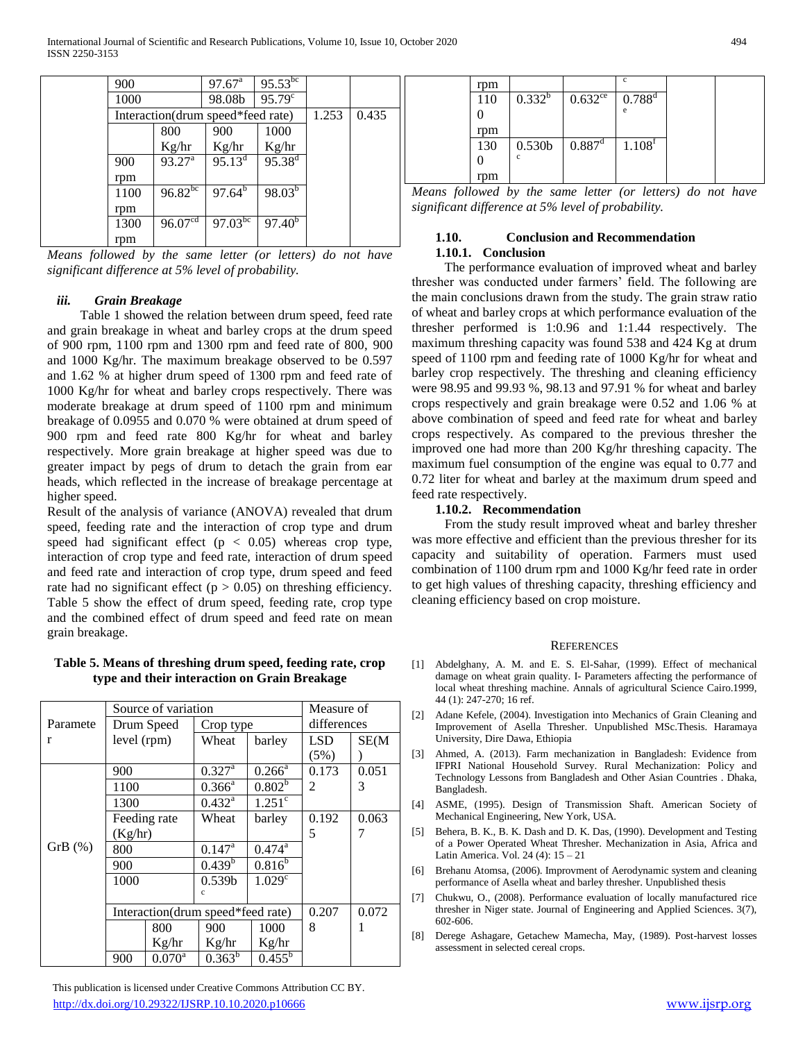| | | | | | |
|---|---|---|---|---|---|
| 900 | | $97.67^a$ | $95.53^{bc}$ | | |
| 1000 | | 98.08b | $95.79^c$ | | |
| Interaction(drum speed*feed rate) | | | | 1.253 | 0.435 |
| | 800 Kg/hr | 900 Kg/hr | 1000 Kg/hr | | |
| 900 rpm | $93.27^a$ | $95.13^d$ | $95.38^d$ | | |
| 1100 rpm | $96.82^{bc}$ | $97.64^b$ | $98.03^b$ | | |
| 1300 rpm | $96.07^{cd}$ | $97.03^{bc}$ | $97.40^b$ | | |

*Means followed by the same letter (or letters) do not have significant difference at 5% level of probability.*

### iii. *Grain Breakage*

Table 1 showed the relation between drum speed, feed rate and grain breakage in wheat and barley crops at the drum speed of 900 rpm, 1100 rpm and 1300 rpm and feed rate of 800, 900 and 1000 Kg/hr. The maximum breakage observed to be 0.597 and 1.62 % at higher drum speed of 1300 rpm and feed rate of 1000 Kg/hr for wheat and barley crops respectively. There was moderate breakage at drum speed of 1100 rpm and minimum breakage of 0.0955 and 0.070 % were obtained at drum speed of 900 rpm and feed rate 800 Kg/hr for wheat and barley respectively. More grain breakage at higher speed was due to greater impact by pegs of drum to detach the grain from ear heads, which reflected in the increase of breakage percentage at higher speed.

Result of the analysis of variance (ANOVA) revealed that drum speed, feeding rate and the interaction of crop type and drum speed had significant effect ($p < 0.05$) whereas crop type, interaction of crop type and feed rate, interaction of drum speed and feed rate and interaction of crop type, drum speed and feed rate had no significant effect ($p > 0.05$) on threshing efficiency. Table 5 show the effect of drum speed, feeding rate, crop type and the combined effect of drum speed and feed rate on mean grain breakage.

**Table 5. Means of threshing drum speed, feeding rate, crop type and their interaction on Grain Breakage**

| Parameter | Source of variation | | | | Measure of differences | |
|---|---|---|---|---|---|---|
| | Drum Speed level (rpm) | | Crop type | | | |
| | | | Wheat | barley | LSD (5%) | SE(M) |
| GrB (%) | 900 | | $0.327^a$ | $0.266^a$ | 0.1732 | 0.0513 |
| | 1100 | | $0.366^a$ | $0.802^b$ | | |
| | 1300 | | $0.432^a$ | $1.251^c$ | | |
| | Feeding rate (Kg/hr) | | Wheat | barley | 0.1925 | 0.0637 |
| | 800 | | $0.147^a$ | $0.474^a$ | | |
| | 900 | | $0.439^b$ | $0.816^b$ | | |
| | 1000 | | $0.539^{bc}$ | $1.029^c$ | | |
| | Interaction(drum speed*feed rate) | | | | 0.2078 | 0.0721 |
| | | 800 Kg/hr | 900 Kg/hr | 1000 Kg/hr | | |
| | 900 rpm | $0.070^a$ | $0.363^b$ | $0.455^{bc}$ | | |
| | 1100 rpm | $0.332^b$ | $0.632^{ce}$ | $0.788^{de}$ | | |
| | 1300 rpm | $0.530^{bc}$ | $0.887^d$ | $1.108^f$ | | |

*Means followed by the same letter (or letters) do not have significant difference at 5% level of probability.*

## 1.10. Conclusion and Recommendation

### 1.10.1. Conclusion

The performance evaluation of improved wheat and barley thresher was conducted under farmers' field. The following are the main conclusions drawn from the study. The grain straw ratio of wheat and barley crops at which performance evaluation of the thresher performed is 1:0.96 and 1:1.44 respectively. The maximum threshing capacity was found 538 and 424 Kg at drum speed of 1100 rpm and feeding rate of 1000 Kg/hr for wheat and barley crop respectively. The threshing and cleaning efficiency were 98.95 and 99.93 %, 98.13 and 97.91 % for wheat and barley crops respectively and grain breakage were 0.52 and 1.06 % at above combination of speed and feed rate for wheat and barley crops respectively. As compared to the previous thresher the improved one had more than 200 Kg/hr threshing capacity. The maximum fuel consumption of the engine was equal to 0.77 and 0.72 liter for wheat and barley at the maximum drum speed and feed rate respectively.

### 1.10.2. Recommendation

From the study result improved wheat and barley thresher was more effective and efficient than the previous thresher for its capacity and suitability of operation. Farmers must used combination of 1100 drum rpm and 1000 Kg/hr feed rate in order to get high values of threshing capacity, threshing efficiency and cleaning efficiency based on crop moisture.

## References

[1] Abdelghany, A. M. and E. S. El-Sahar, (1999). Effect of mechanical damage on wheat grain quality. I- Parameters affecting the performance of local wheat threshing machine. Annals of agricultural Science Cairo.1999, 44 (1): 247-270; 16 ref.

[2] Adane Kefele, (2004). Investigation into Mechanics of Grain Cleaning and Improvement of Asella Thresher. Unpublished MSc.Thesis. Haramaya University, Dire Dawa, Ethiopia

[3] Ahmed, A. (2013). Farm mechanization in Bangladesh: Evidence from IFPRI National Household Survey. Rural Mechanization: Policy and Technology Lessons from Bangladesh and Other Asian Countries . Dhaka, Bangladesh.

[4] ASME, (1995). Design of Transmission Shaft. American Society of Mechanical Engineering, New York, USA.

[5] Behera, B. K., B. K. Dash and D. K. Das, (1990). Development and Testing of a Power Operated Wheat Thresher. Mechanization in Asia, Africa and Latin America. Vol. 24 (4): 15 – 21

[6] Brehanu Atomsa, (2006). Improvment of Aerodynamic system and cleaning performance of Asella wheat and barley thresher. Unpublished thesis

[7] Chukwu, O., (2008). Performance evaluation of locally manufactured rice thresher in Niger state. Journal of Engineering and Applied Sciences. 3(7), 602-606.

[8] Derege Ashagare, Getachew Mamecha, May, (1989). Post-harvest losses assessment in selected cereal crops.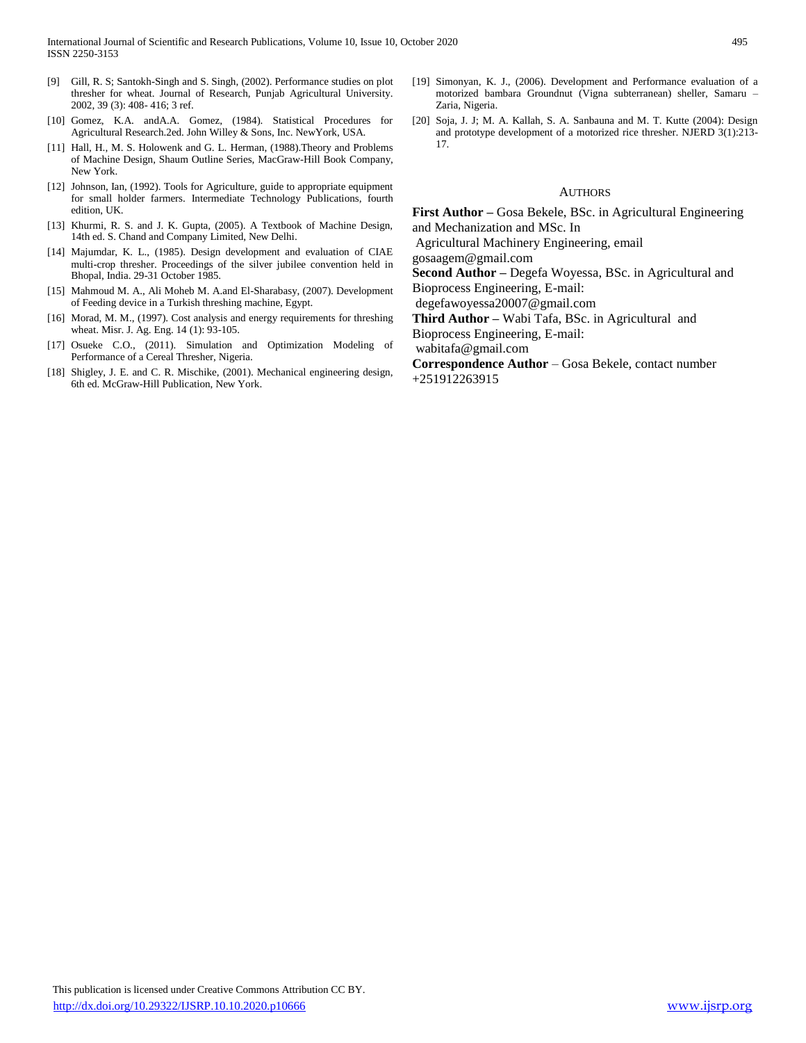[9] Gill, R. S; Santokh-Singh and S. Singh, (2002). Performance studies on plot thresher for wheat. Journal of Research, Punjab Agricultural University. 2002, 39 (3): 408- 416; 3 ref.

[10] Gomez, K.A. andA.A. Gomez, (1984). Statistical Procedures for Agricultural Research.2ed. John Willey & Sons, Inc. NewYork, USA.

[11] Hall, H., M. S. Holowenk and G. L. Herman, (1988).Theory and Problems of Machine Design, Shaum Outline Series, MacGraw-Hill Book Company, New York.

[12] Johnson, Ian, (1992). Tools for Agriculture, guide to appropriate equipment for small holder farmers. Intermediate Technology Publications, fourth edition, UK.

[13] Khurmi, R. S. and J. K. Gupta, (2005). A Textbook of Machine Design, 14th ed. S. Chand and Company Limited, New Delhi.

[14] Majumdar, K. L., (1985). Design development and evaluation of CIAE multi-crop thresher. Proceedings of the silver jubilee convention held in Bhopal, India. 29-31 October 1985.

[15] Mahmoud M. A., Ali Moheb M. A.and El-Sharabasy, (2007). Development of Feeding device in a Turkish threshing machine, Egypt.

[16] Morad, M. M., (1997). Cost analysis and energy requirements for threshing wheat. Misr. J. Ag. Eng. 14 (1): 93-105.

[17] Osueke C.O., (2011). Simulation and Optimization Modeling of Performance of a Cereal Thresher, Nigeria.

[18] Shigley, J. E. and C. R. Mischike, (2001). Mechanical engineering design, 6th ed. McGraw-Hill Publication, New York.

[19] Simonyan, K. J., (2006). Development and Performance evaluation of a motorized bambara Groundnut (Vigna subterranean) sheller, Samaru – Zaria, Nigeria.

[20] Soja, J. J; M. A. Kallah, S. A. Sanbauna and M. T. Kutte (2004): Design and prototype development of a motorized rice thresher. NJERD 3(1):213-17.

## AUTHORS

**First Author –** Gosa Bekele, BSc. in Agricultural Engineering and Mechanization and MSc. In Agricultural Machinery Engineering, email gosaagem@gmail.com

**Second Author –** Degefa Woyessa, BSc. in Agricultural and Bioprocess Engineering, E-mail: degefawoyessa20007@gmail.com

**Third Author –** Wabi Tafa, BSc. in Agricultural and Bioprocess Engineering, E-mail: wabitafa@gmail.com

**Correspondence Author** – Gosa Bekele, contact number +251912263915